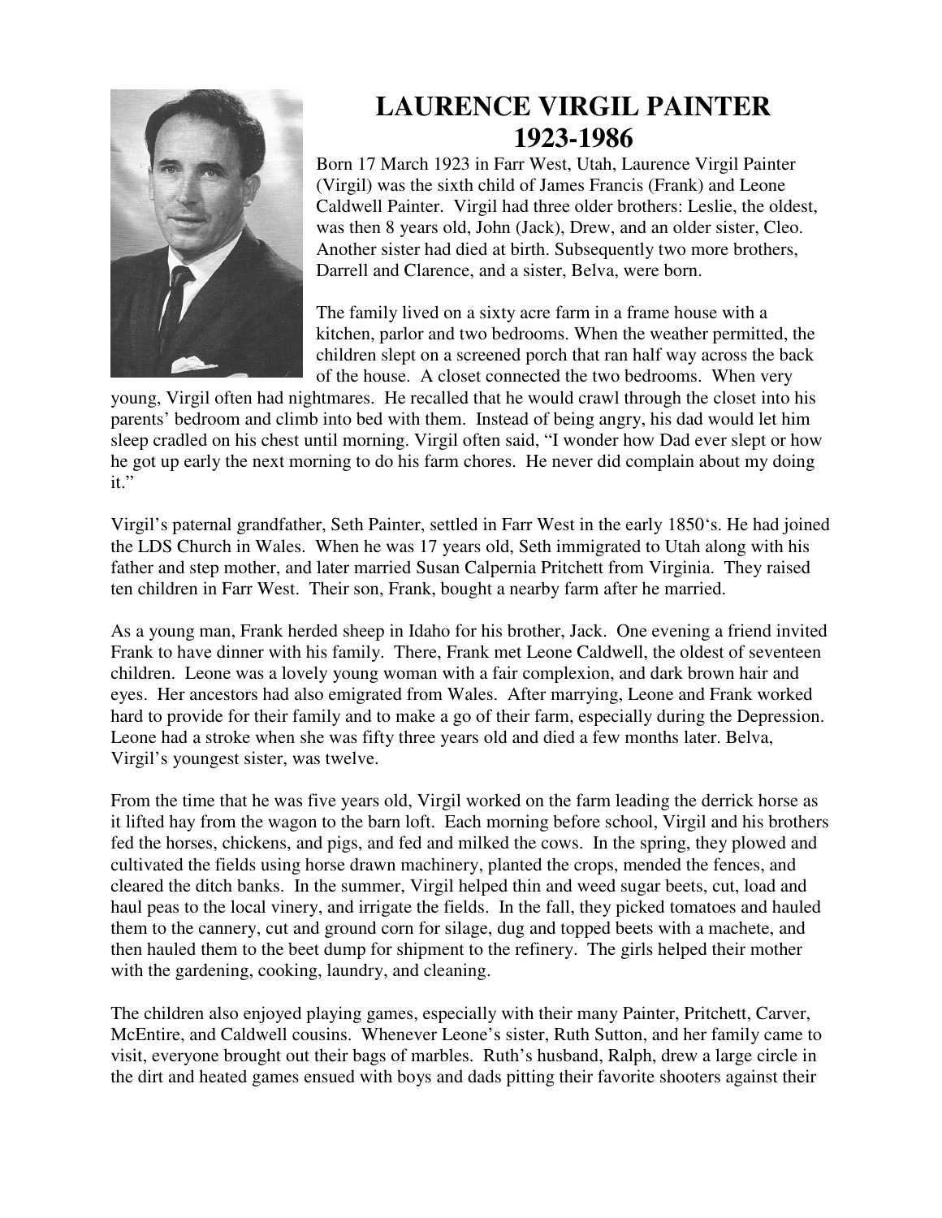# LAURENCE VIRGIL PAINTER
# 1923-1986

Born 17 March 1923 in Farr West, Utah, Laurence Virgil Painter (Virgil) was the sixth child of James Francis (Frank) and Leone Caldwell Painter. Virgil had three older brothers: Leslie, the oldest, was then 8 years old, John (Jack), Drew, and an older sister, Cleo. Another sister had died at birth. Subsequently two more brothers, Darrell and Clarence, and a sister, Belva, were born.

The family lived on a sixty acre farm in a frame house with a kitchen, parlor and two bedrooms. When the weather permitted, the children slept on a screened porch that ran half way across the back of the house. A closet connected the two bedrooms. When very young, Virgil often had nightmares. He recalled that he would crawl through the closet into his parents' bedroom and climb into bed with them. Instead of being angry, his dad would let him sleep cradled on his chest until morning. Virgil often said, "I wonder how Dad ever slept or how he got up early the next morning to do his farm chores. He never did complain about my doing it."

Virgil's paternal grandfather, Seth Painter, settled in Farr West in the early 1850's. He had joined the LDS Church in Wales. When he was 17 years old, Seth immigrated to Utah along with his father and step mother, and later married Susan Calpernia Pritchett from Virginia. They raised ten children in Farr West. Their son, Frank, bought a nearby farm after he married.

As a young man, Frank herded sheep in Idaho for his brother, Jack. One evening a friend invited Frank to have dinner with his family. There, Frank met Leone Caldwell, the oldest of seventeen children. Leone was a lovely young woman with a fair complexion, and dark brown hair and eyes. Her ancestors had also emigrated from Wales. After marrying, Leone and Frank worked hard to provide for their family and to make a go of their farm, especially during the Depression. Leone had a stroke when she was fifty three years old and died a few months later. Belva, Virgil's youngest sister, was twelve.

From the time that he was five years old, Virgil worked on the farm leading the derrick horse as it lifted hay from the wagon to the barn loft. Each morning before school, Virgil and his brothers fed the horses, chickens, and pigs, and fed and milked the cows. In the spring, they plowed and cultivated the fields using horse drawn machinery, planted the crops, mended the fences, and cleared the ditch banks. In the summer, Virgil helped thin and weed sugar beets, cut, load and haul peas to the local vinery, and irrigate the fields. In the fall, they picked tomatoes and hauled them to the cannery, cut and ground corn for silage, dug and topped beets with a machete, and then hauled them to the beet dump for shipment to the refinery. The girls helped their mother with the gardening, cooking, laundry, and cleaning.

The children also enjoyed playing games, especially with their many Painter, Pritchett, Carver, McEntire, and Caldwell cousins. Whenever Leone's sister, Ruth Sutton, and her family came to visit, everyone brought out their bags of marbles. Ruth's husband, Ralph, drew a large circle in the dirt and heated games ensued with boys and dads pitting their favorite shooters against their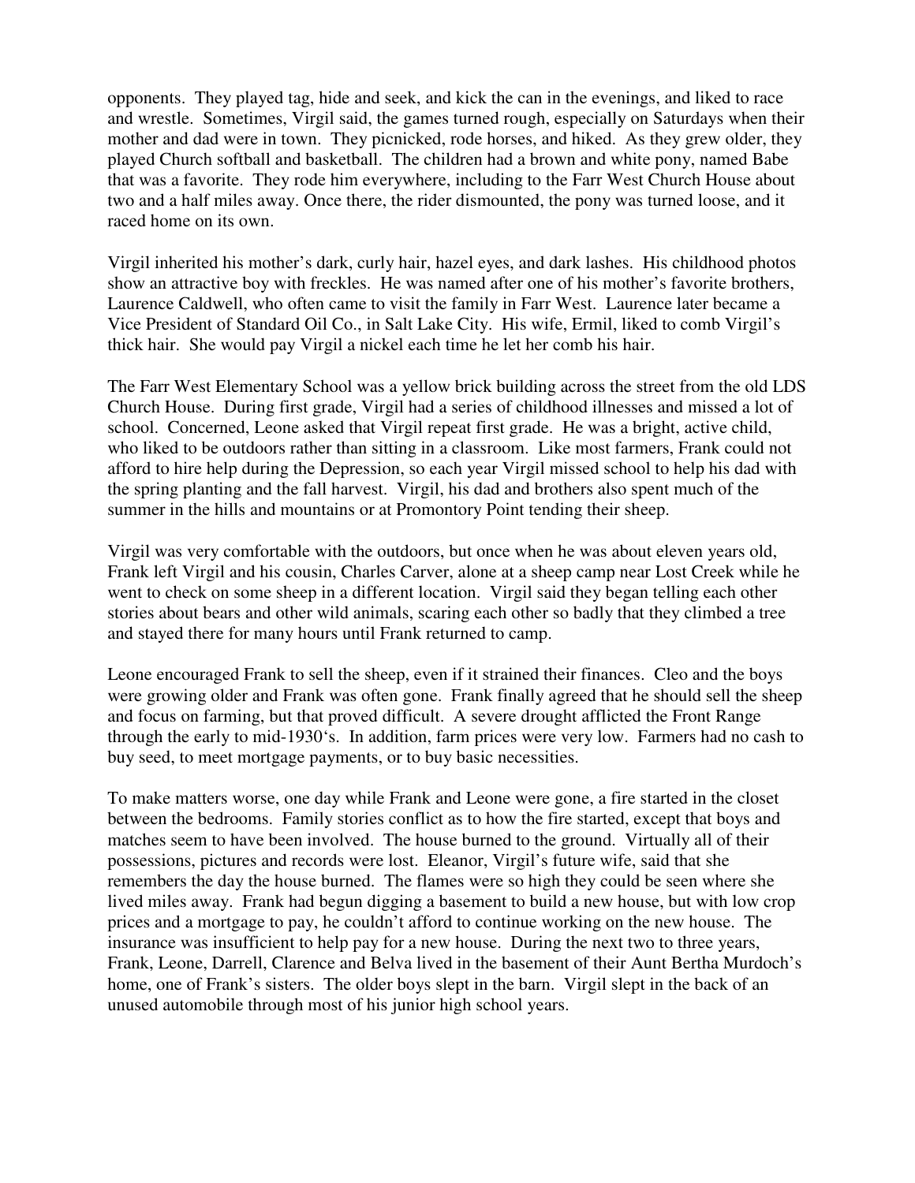opponents. They played tag, hide and seek, and kick the can in the evenings, and liked to race and wrestle. Sometimes, Virgil said, the games turned rough, especially on Saturdays when their mother and dad were in town. They picnicked, rode horses, and hiked. As they grew older, they played Church softball and basketball. The children had a brown and white pony, named Babe that was a favorite. They rode him everywhere, including to the Farr West Church House about two and a half miles away. Once there, the rider dismounted, the pony was turned loose, and it raced home on its own.

Virgil inherited his mother's dark, curly hair, hazel eyes, and dark lashes. His childhood photos show an attractive boy with freckles. He was named after one of his mother's favorite brothers, Laurence Caldwell, who often came to visit the family in Farr West. Laurence later became a Vice President of Standard Oil Co., in Salt Lake City. His wife, Ermil, liked to comb Virgil's thick hair. She would pay Virgil a nickel each time he let her comb his hair.

The Farr West Elementary School was a yellow brick building across the street from the old LDS Church House. During first grade, Virgil had a series of childhood illnesses and missed a lot of school. Concerned, Leone asked that Virgil repeat first grade. He was a bright, active child, who liked to be outdoors rather than sitting in a classroom. Like most farmers, Frank could not afford to hire help during the Depression, so each year Virgil missed school to help his dad with the spring planting and the fall harvest. Virgil, his dad and brothers also spent much of the summer in the hills and mountains or at Promontory Point tending their sheep.

Virgil was very comfortable with the outdoors, but once when he was about eleven years old, Frank left Virgil and his cousin, Charles Carver, alone at a sheep camp near Lost Creek while he went to check on some sheep in a different location. Virgil said they began telling each other stories about bears and other wild animals, scaring each other so badly that they climbed a tree and stayed there for many hours until Frank returned to camp.

Leone encouraged Frank to sell the sheep, even if it strained their finances. Cleo and the boys were growing older and Frank was often gone. Frank finally agreed that he should sell the sheep and focus on farming, but that proved difficult. A severe drought afflicted the Front Range through the early to mid-1930's. In addition, farm prices were very low. Farmers had no cash to buy seed, to meet mortgage payments, or to buy basic necessities.

To make matters worse, one day while Frank and Leone were gone, a fire started in the closet between the bedrooms. Family stories conflict as to how the fire started, except that boys and matches seem to have been involved. The house burned to the ground. Virtually all of their possessions, pictures and records were lost. Eleanor, Virgil's future wife, said that she remembers the day the house burned. The flames were so high they could be seen where she lived miles away. Frank had begun digging a basement to build a new house, but with low crop prices and a mortgage to pay, he couldn't afford to continue working on the new house. The insurance was insufficient to help pay for a new house. During the next two to three years, Frank, Leone, Darrell, Clarence and Belva lived in the basement of their Aunt Bertha Murdoch's home, one of Frank's sisters. The older boys slept in the barn. Virgil slept in the back of an unused automobile through most of his junior high school years.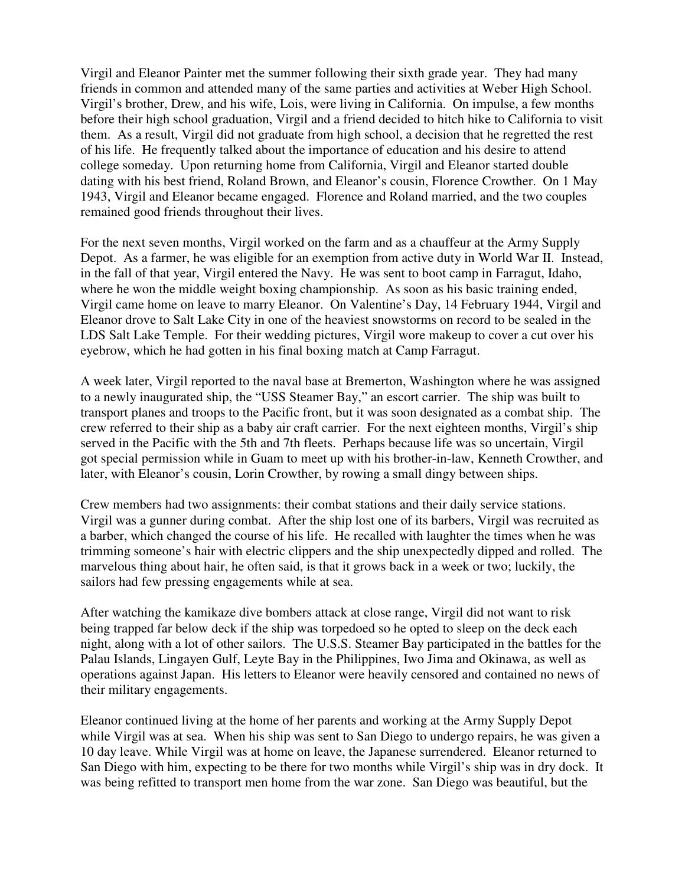Virgil and Eleanor Painter met the summer following their sixth grade year. They had many friends in common and attended many of the same parties and activities at Weber High School. Virgil's brother, Drew, and his wife, Lois, were living in California. On impulse, a few months before their high school graduation, Virgil and a friend decided to hitch hike to California to visit them. As a result, Virgil did not graduate from high school, a decision that he regretted the rest of his life. He frequently talked about the importance of education and his desire to attend college someday. Upon returning home from California, Virgil and Eleanor started double dating with his best friend, Roland Brown, and Eleanor's cousin, Florence Crowther. On 1 May 1943, Virgil and Eleanor became engaged. Florence and Roland married, and the two couples remained good friends throughout their lives.

For the next seven months, Virgil worked on the farm and as a chauffeur at the Army Supply Depot. As a farmer, he was eligible for an exemption from active duty in World War II. Instead, in the fall of that year, Virgil entered the Navy. He was sent to boot camp in Farragut, Idaho, where he won the middle weight boxing championship. As soon as his basic training ended, Virgil came home on leave to marry Eleanor. On Valentine's Day, 14 February 1944, Virgil and Eleanor drove to Salt Lake City in one of the heaviest snowstorms on record to be sealed in the LDS Salt Lake Temple. For their wedding pictures, Virgil wore makeup to cover a cut over his eyebrow, which he had gotten in his final boxing match at Camp Farragut.

A week later, Virgil reported to the naval base at Bremerton, Washington where he was assigned to a newly inaugurated ship, the "USS Steamer Bay," an escort carrier. The ship was built to transport planes and troops to the Pacific front, but it was soon designated as a combat ship. The crew referred to their ship as a baby air craft carrier. For the next eighteen months, Virgil's ship served in the Pacific with the 5th and 7th fleets. Perhaps because life was so uncertain, Virgil got special permission while in Guam to meet up with his brother-in-law, Kenneth Crowther, and later, with Eleanor's cousin, Lorin Crowther, by rowing a small dingy between ships.

Crew members had two assignments: their combat stations and their daily service stations. Virgil was a gunner during combat. After the ship lost one of its barbers, Virgil was recruited as a barber, which changed the course of his life. He recalled with laughter the times when he was trimming someone's hair with electric clippers and the ship unexpectedly dipped and rolled. The marvelous thing about hair, he often said, is that it grows back in a week or two; luckily, the sailors had few pressing engagements while at sea.

After watching the kamikaze dive bombers attack at close range, Virgil did not want to risk being trapped far below deck if the ship was torpedoed so he opted to sleep on the deck each night, along with a lot of other sailors. The U.S.S. Steamer Bay participated in the battles for the Palau Islands, Lingayen Gulf, Leyte Bay in the Philippines, Iwo Jima and Okinawa, as well as operations against Japan. His letters to Eleanor were heavily censored and contained no news of their military engagements.

Eleanor continued living at the home of her parents and working at the Army Supply Depot while Virgil was at sea. When his ship was sent to San Diego to undergo repairs, he was given a 10 day leave. While Virgil was at home on leave, the Japanese surrendered. Eleanor returned to San Diego with him, expecting to be there for two months while Virgil's ship was in dry dock. It was being refitted to transport men home from the war zone. San Diego was beautiful, but the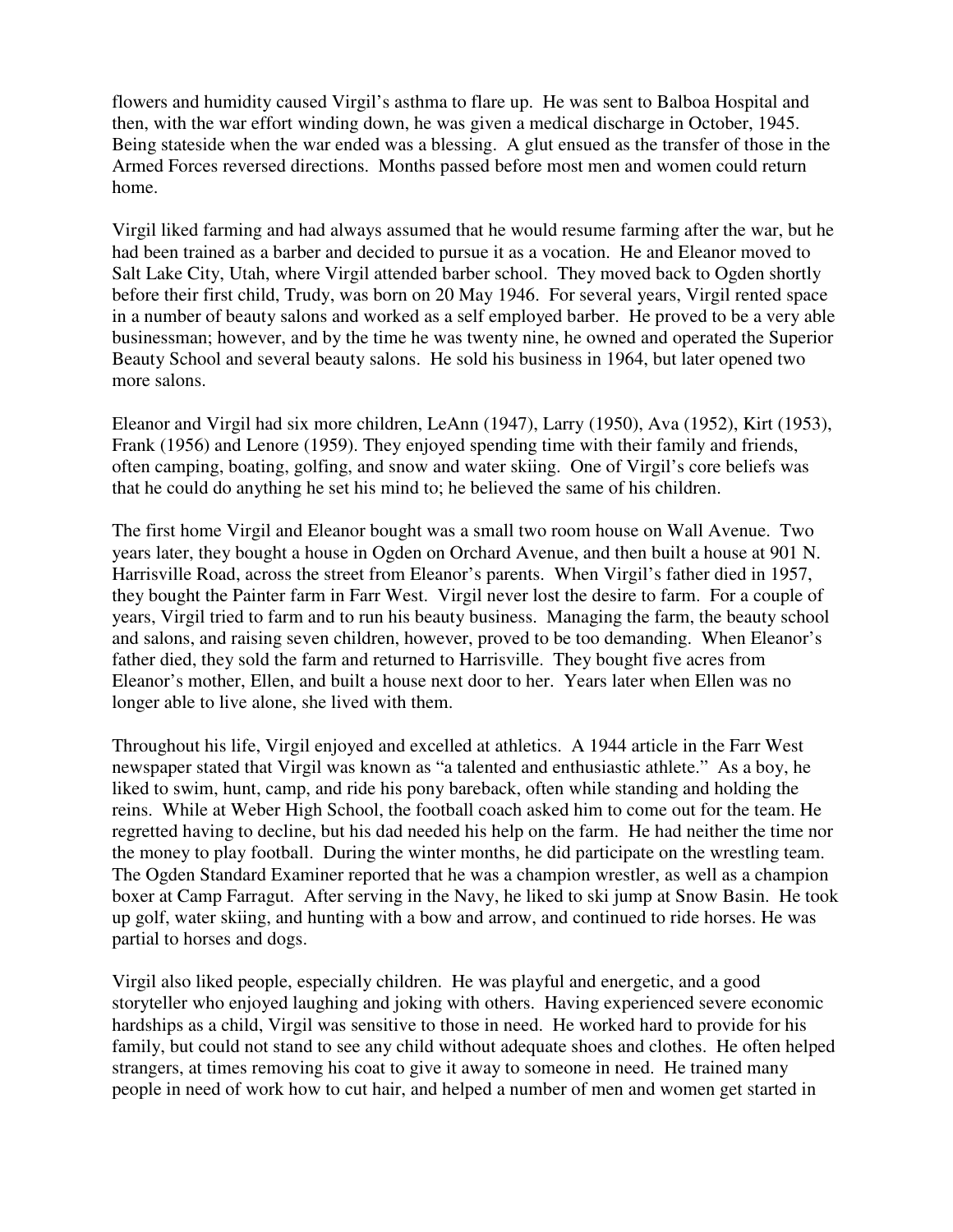flowers and humidity caused Virgil's asthma to flare up. He was sent to Balboa Hospital and then, with the war effort winding down, he was given a medical discharge in October, 1945. Being stateside when the war ended was a blessing. A glut ensued as the transfer of those in the Armed Forces reversed directions. Months passed before most men and women could return home.

Virgil liked farming and had always assumed that he would resume farming after the war, but he had been trained as a barber and decided to pursue it as a vocation. He and Eleanor moved to Salt Lake City, Utah, where Virgil attended barber school. They moved back to Ogden shortly before their first child, Trudy, was born on 20 May 1946. For several years, Virgil rented space in a number of beauty salons and worked as a self employed barber. He proved to be a very able businessman; however, and by the time he was twenty nine, he owned and operated the Superior Beauty School and several beauty salons. He sold his business in 1964, but later opened two more salons.

Eleanor and Virgil had six more children, LeAnn (1947), Larry (1950), Ava (1952), Kirt (1953), Frank (1956) and Lenore (1959). They enjoyed spending time with their family and friends, often camping, boating, golfing, and snow and water skiing. One of Virgil's core beliefs was that he could do anything he set his mind to; he believed the same of his children.

The first home Virgil and Eleanor bought was a small two room house on Wall Avenue. Two years later, they bought a house in Ogden on Orchard Avenue, and then built a house at 901 N. Harrisville Road, across the street from Eleanor's parents. When Virgil's father died in 1957, they bought the Painter farm in Farr West. Virgil never lost the desire to farm. For a couple of years, Virgil tried to farm and to run his beauty business. Managing the farm, the beauty school and salons, and raising seven children, however, proved to be too demanding. When Eleanor's father died, they sold the farm and returned to Harrisville. They bought five acres from Eleanor's mother, Ellen, and built a house next door to her. Years later when Ellen was no longer able to live alone, she lived with them.

Throughout his life, Virgil enjoyed and excelled at athletics. A 1944 article in the Farr West newspaper stated that Virgil was known as "a talented and enthusiastic athlete." As a boy, he liked to swim, hunt, camp, and ride his pony bareback, often while standing and holding the reins. While at Weber High School, the football coach asked him to come out for the team. He regretted having to decline, but his dad needed his help on the farm. He had neither the time nor the money to play football. During the winter months, he did participate on the wrestling team. The Ogden Standard Examiner reported that he was a champion wrestler, as well as a champion boxer at Camp Farragut. After serving in the Navy, he liked to ski jump at Snow Basin. He took up golf, water skiing, and hunting with a bow and arrow, and continued to ride horses. He was partial to horses and dogs.

Virgil also liked people, especially children. He was playful and energetic, and a good storyteller who enjoyed laughing and joking with others. Having experienced severe economic hardships as a child, Virgil was sensitive to those in need. He worked hard to provide for his family, but could not stand to see any child without adequate shoes and clothes. He often helped strangers, at times removing his coat to give it away to someone in need. He trained many people in need of work how to cut hair, and helped a number of men and women get started in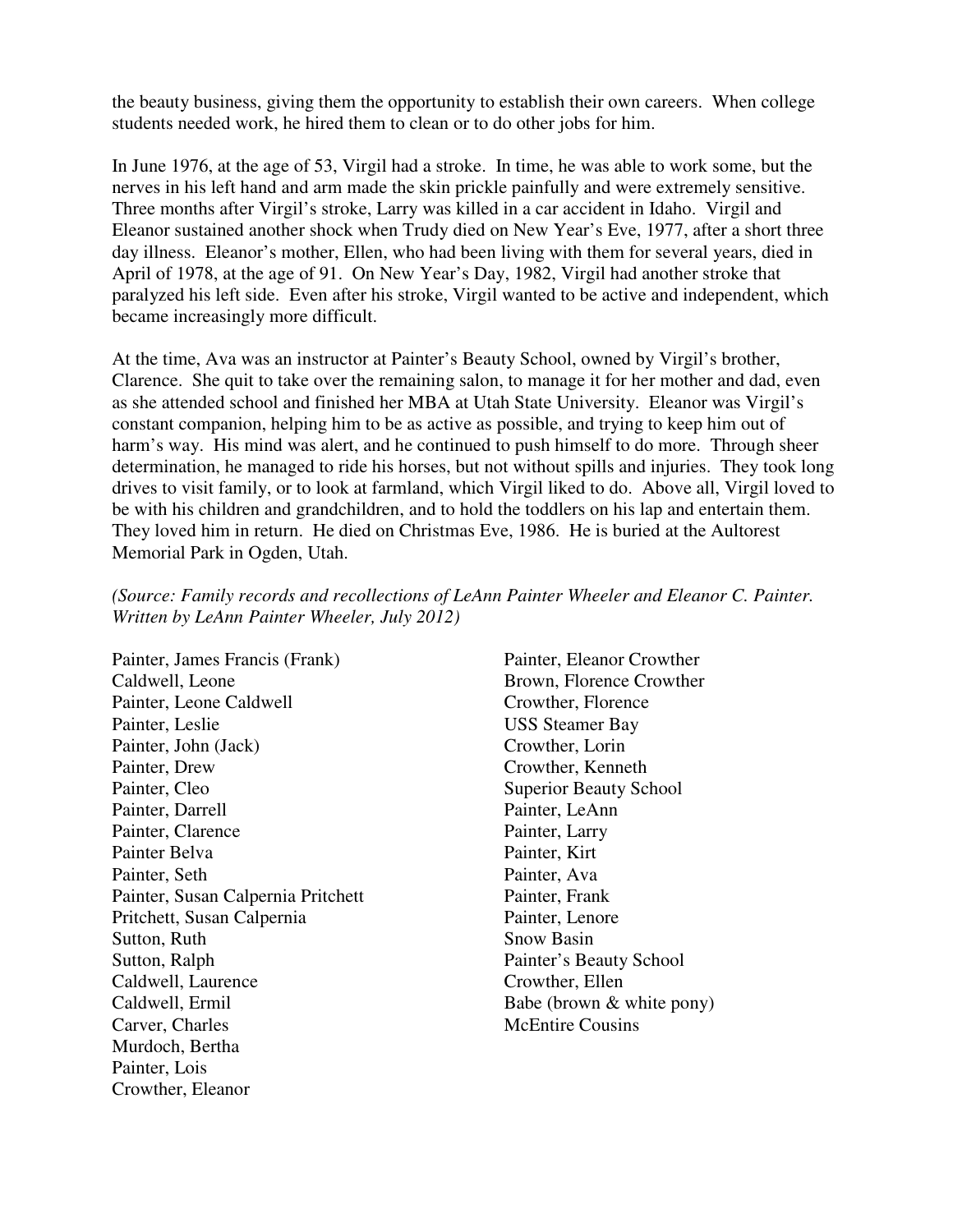the beauty business, giving them the opportunity to establish their own careers. When college students needed work, he hired them to clean or to do other jobs for him.

In June 1976, at the age of 53, Virgil had a stroke. In time, he was able to work some, but the nerves in his left hand and arm made the skin prickle painfully and were extremely sensitive. Three months after Virgil's stroke, Larry was killed in a car accident in Idaho. Virgil and Eleanor sustained another shock when Trudy died on New Year's Eve, 1977, after a short three day illness. Eleanor's mother, Ellen, who had been living with them for several years, died in April of 1978, at the age of 91. On New Year's Day, 1982, Virgil had another stroke that paralyzed his left side. Even after his stroke, Virgil wanted to be active and independent, which became increasingly more difficult.

At the time, Ava was an instructor at Painter's Beauty School, owned by Virgil's brother, Clarence. She quit to take over the remaining salon, to manage it for her mother and dad, even as she attended school and finished her MBA at Utah State University. Eleanor was Virgil's constant companion, helping him to be as active as possible, and trying to keep him out of harm's way. His mind was alert, and he continued to push himself to do more. Through sheer determination, he managed to ride his horses, but not without spills and injuries. They took long drives to visit family, or to look at farmland, which Virgil liked to do. Above all, Virgil loved to be with his children and grandchildren, and to hold the toddlers on his lap and entertain them. They loved him in return. He died on Christmas Eve, 1986. He is buried at the Aultorest Memorial Park in Ogden, Utah.

*(Source: Family records and recollections of LeAnn Painter Wheeler and Eleanor C. Painter. Written by LeAnn Painter Wheeler, July 2012)*

Painter, James Francis (Frank)
Caldwell, Leone
Painter, Leone Caldwell
Painter, Leslie
Painter, John (Jack)
Painter, Drew
Painter, Cleo
Painter, Darrell
Painter, Clarence
Painter Belva
Painter, Seth
Painter, Susan Calpernia Pritchett
Pritchett, Susan Calpernia
Sutton, Ruth
Sutton, Ralph
Caldwell, Laurence
Caldwell, Ermil
Carver, Charles
Murdoch, Bertha
Painter, Lois
Crowther, Eleanor
Painter, Eleanor Crowther
Brown, Florence Crowther
Crowther, Florence
USS Steamer Bay
Crowther, Lorin
Crowther, Kenneth
Superior Beauty School
Painter, LeAnn
Painter, Larry
Painter, Kirt
Painter, Ava
Painter, Frank
Painter, Lenore
Snow Basin
Painter's Beauty School
Crowther, Ellen
Babe (brown & white pony)
McEntire Cousins